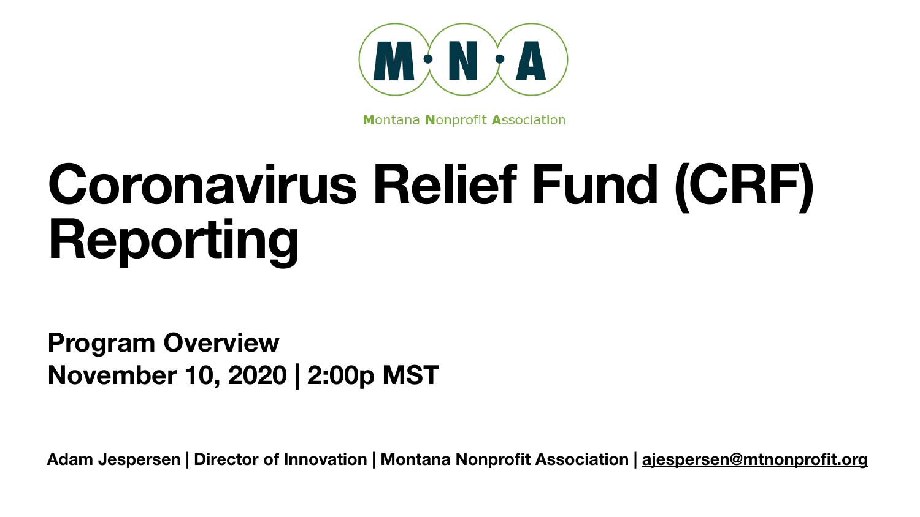M·N·A

Montana Nonprofit Association

# Coronavirus Relief Fund (CRF) Reporting

**Program Overview**
**November 10, 2020 | 2:00p MST**

**Adam Jespersen | Director of Innovation | Montana Nonprofit Association | ajespersen@mtnonprofit.org**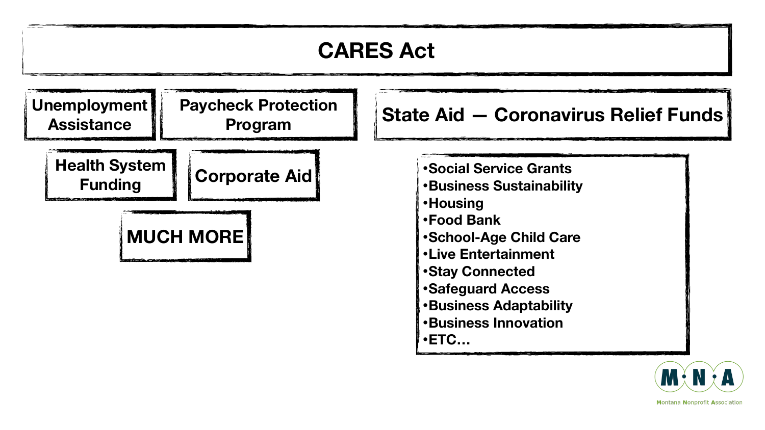# CARES Act

**Unemployment Assistance**

**Paycheck Protection Program**

**Health System Funding**

**Corporate Aid**

**MUCH MORE**

## State Aid — Coronavirus Relief Funds

- Social Service Grants
- Business Sustainability
- Housing
- Food Bank
- School-Age Child Care
- Live Entertainment
- Stay Connected
- Safeguard Access
- Business Adaptability
- Business Innovation
- ETC…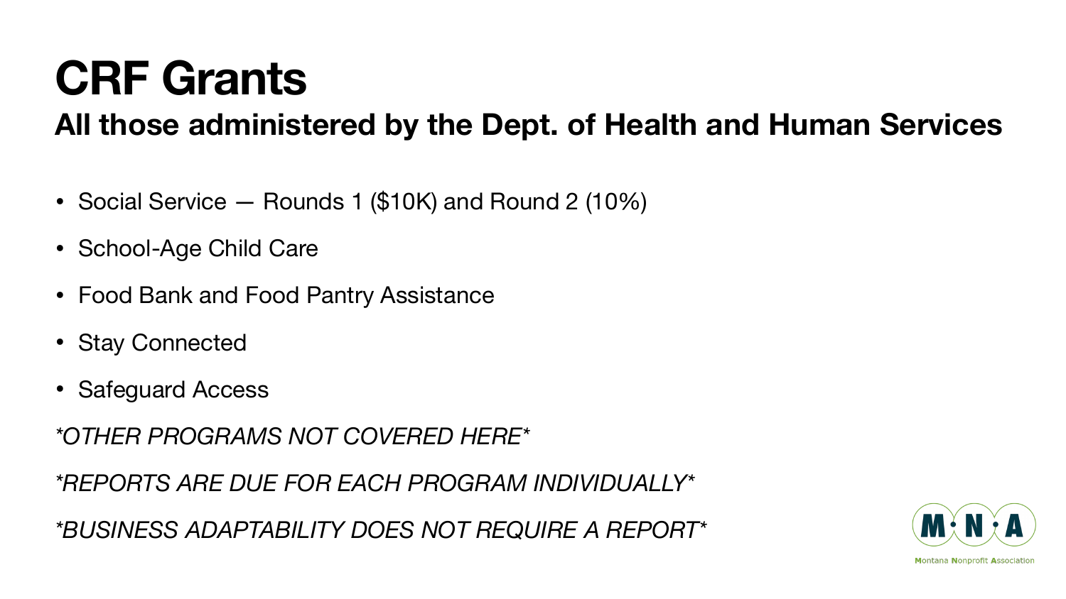# CRF Grants

## All those administered by the Dept. of Health and Human Services

- Social Service — Rounds 1 ($10K) and Round 2 (10%)
- School-Age Child Care
- Food Bank and Food Pantry Assistance
- Stay Connected
- Safeguard Access

*\*OTHER PROGRAMS NOT COVERED HERE\**

*\*REPORTS ARE DUE FOR EACH PROGRAM INDIVIDUALLY\**

*\*BUSINESS ADAPTABILITY DOES NOT REQUIRE A REPORT\**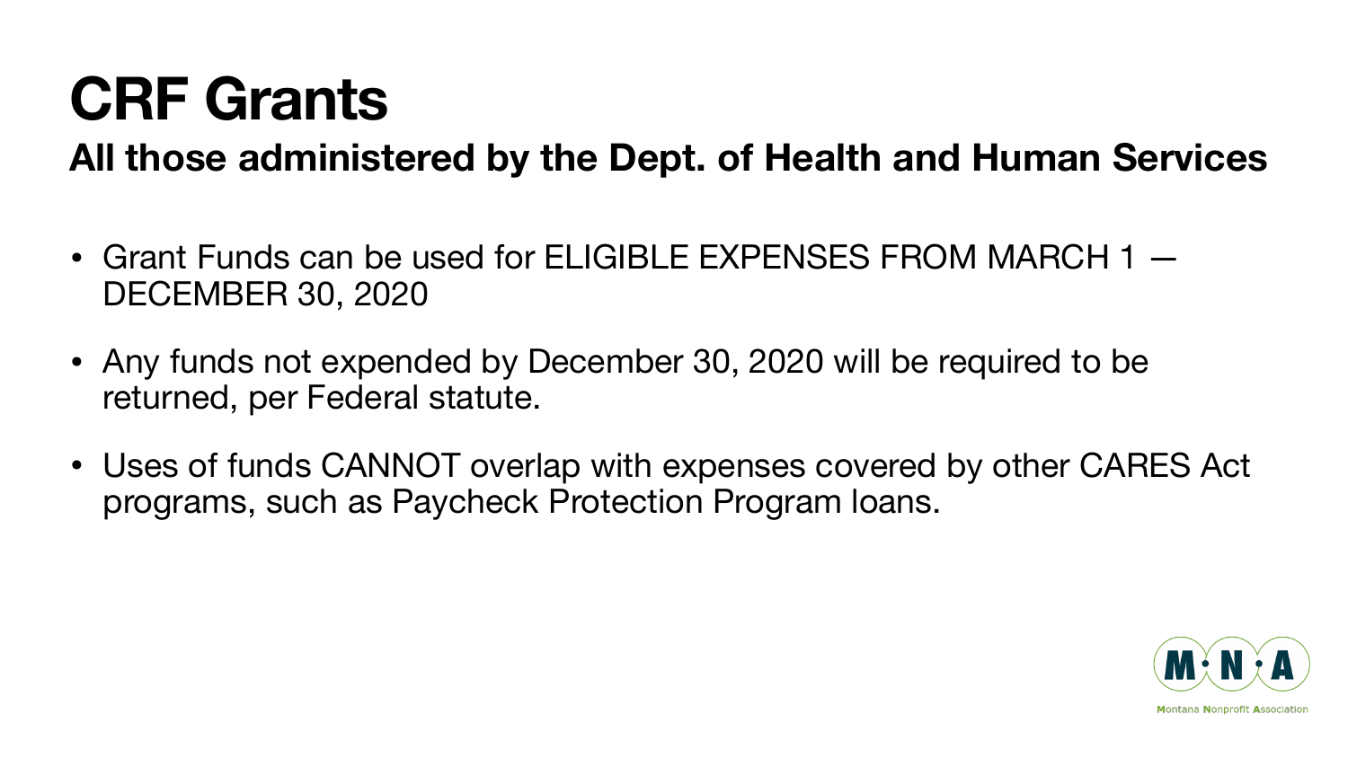# CRF Grants

## All those administered by the Dept. of Health and Human Services

- Grant Funds can be used for ELIGIBLE EXPENSES FROM MARCH 1 — DECEMBER 30, 2020
- Any funds not expended by December 30, 2020 will be required to be returned, per Federal statute.
- Uses of funds CANNOT overlap with expenses covered by other CARES Act programs, such as Paycheck Protection Program loans.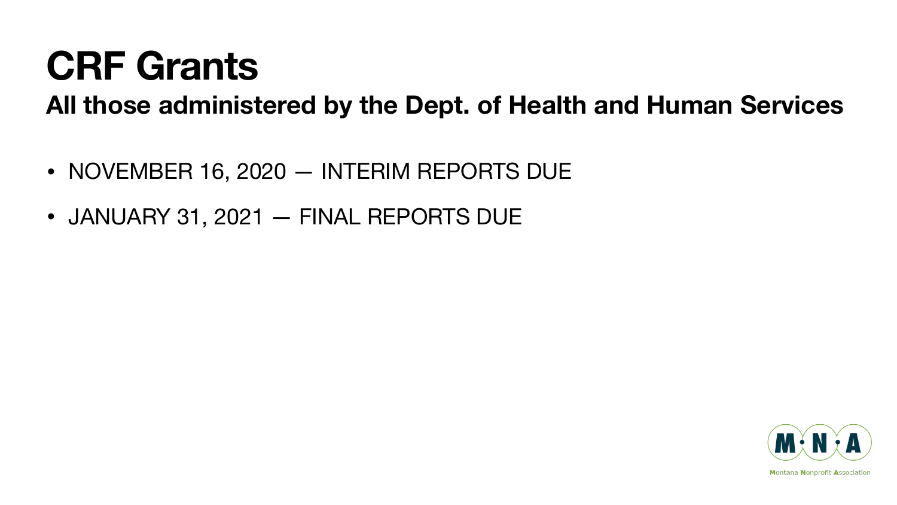# CRF Grants

**All those administered by the Dept. of Health and Human Services**

- NOVEMBER 16, 2020 — INTERIM REPORTS DUE
- JANUARY 31, 2021 — FINAL REPORTS DUE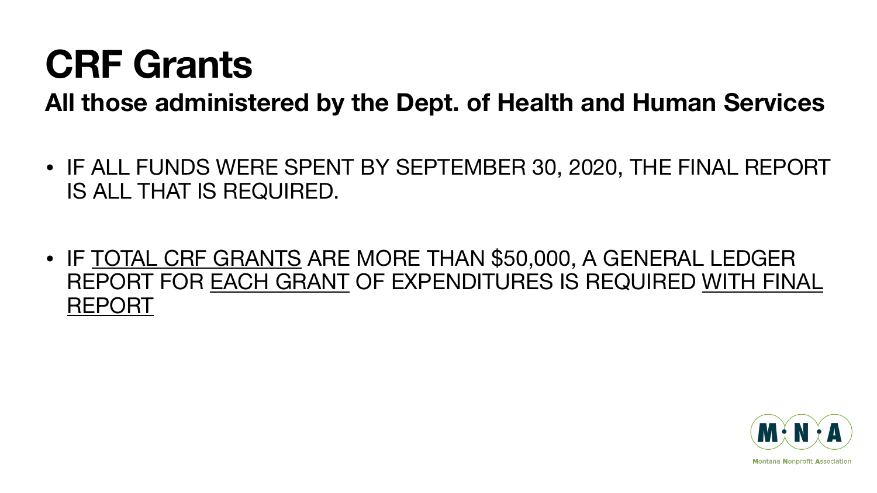# CRF Grants

## All those administered by the Dept. of Health and Human Services

- IF ALL FUNDS WERE SPENT BY SEPTEMBER 30, 2020, THE FINAL REPORT IS ALL THAT IS REQUIRED.
- IF <u>TOTAL CRF GRANTS</u> ARE MORE THAN $50,000, A GENERAL LEDGER REPORT FOR <u>EACH GRANT</u> OF EXPENDITURES IS REQUIRED <u>WITH FINAL REPORT</u>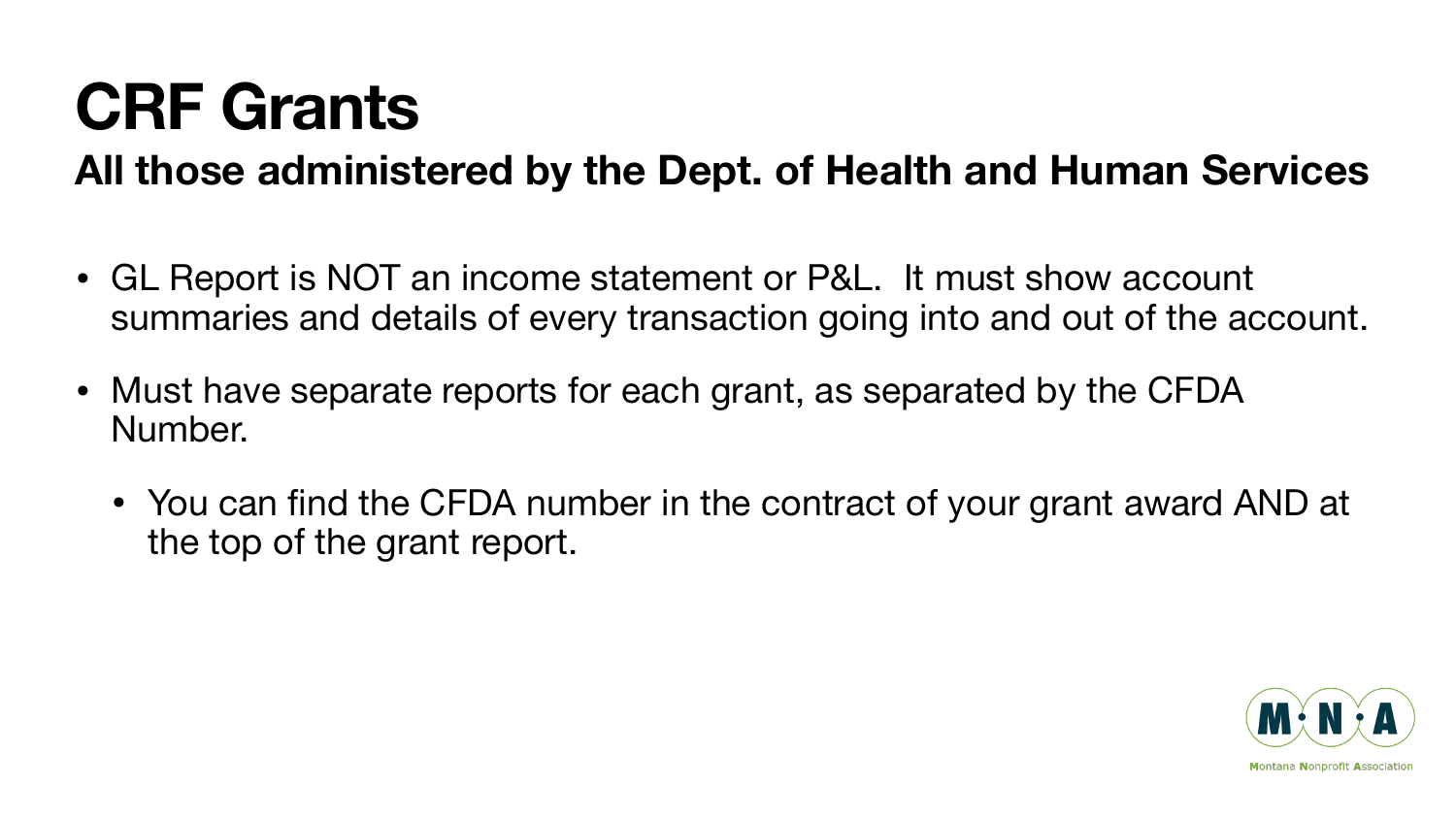# CRF Grants

## All those administered by the Dept. of Health and Human Services

- GL Report is NOT an income statement or P&L. It must show account summaries and details of every transaction going into and out of the account.
- Must have separate reports for each grant, as separated by the CFDA Number.
  - You can find the CFDA number in the contract of your grant award AND at the top of the grant report.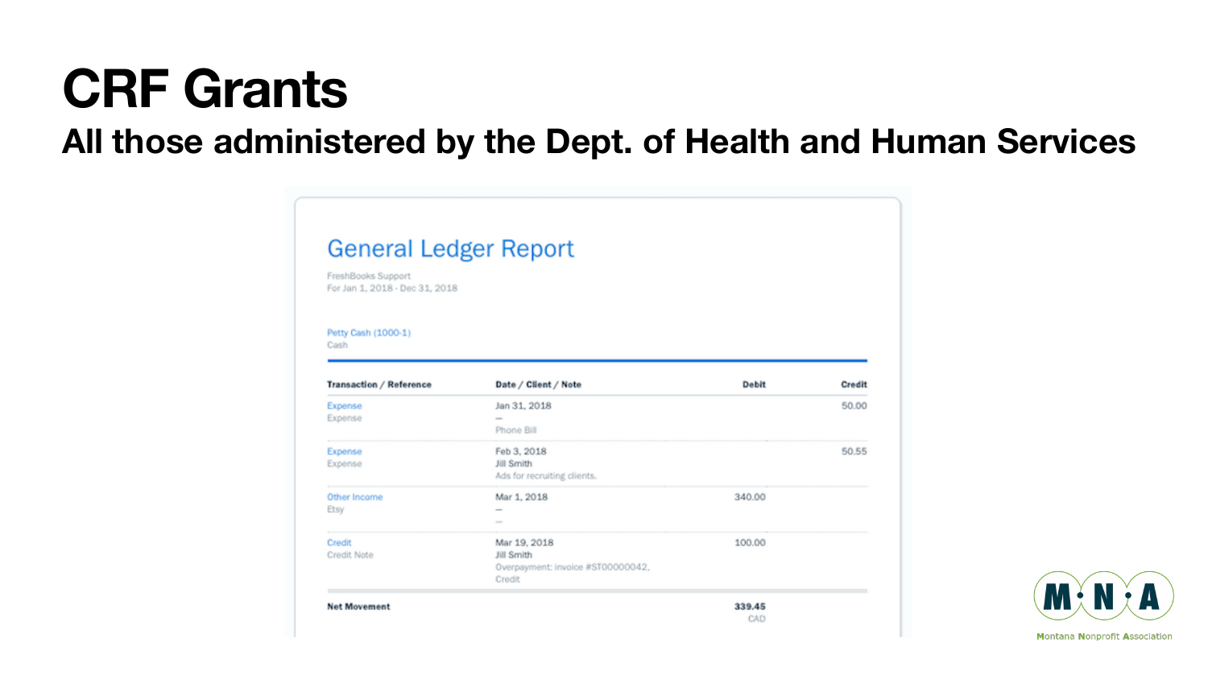# CRF Grants

## All those administered by the Dept. of Health and Human Services

### General Ledger Report

FreshBooks Support
For Jan 1, 2018 - Dec 31, 2018

Petty Cash (1000-1)
Cash

| Transaction / Reference | Date / Client / Note | Debit | Credit |
|---|---|---|---|
| Expense<br>Expense | Jan 31, 2018<br>—<br>Phone Bill | | 50.00 |
| Expense<br>Expense | Feb 3, 2018<br>Jill Smith<br>Ads for recruiting clients. | | 50.55 |
| Other Income<br>Etsy | Mar 1, 2018<br>—<br>— | 340.00 | |
| Credit<br>Credit Note | Mar 19, 2018<br>Jill Smith<br>Overpayment: invoice #ST00000042, Credit | 100.00 | |
| **Net Movement** | | **339.45**<br>CAD | |

Montana Nonprofit Association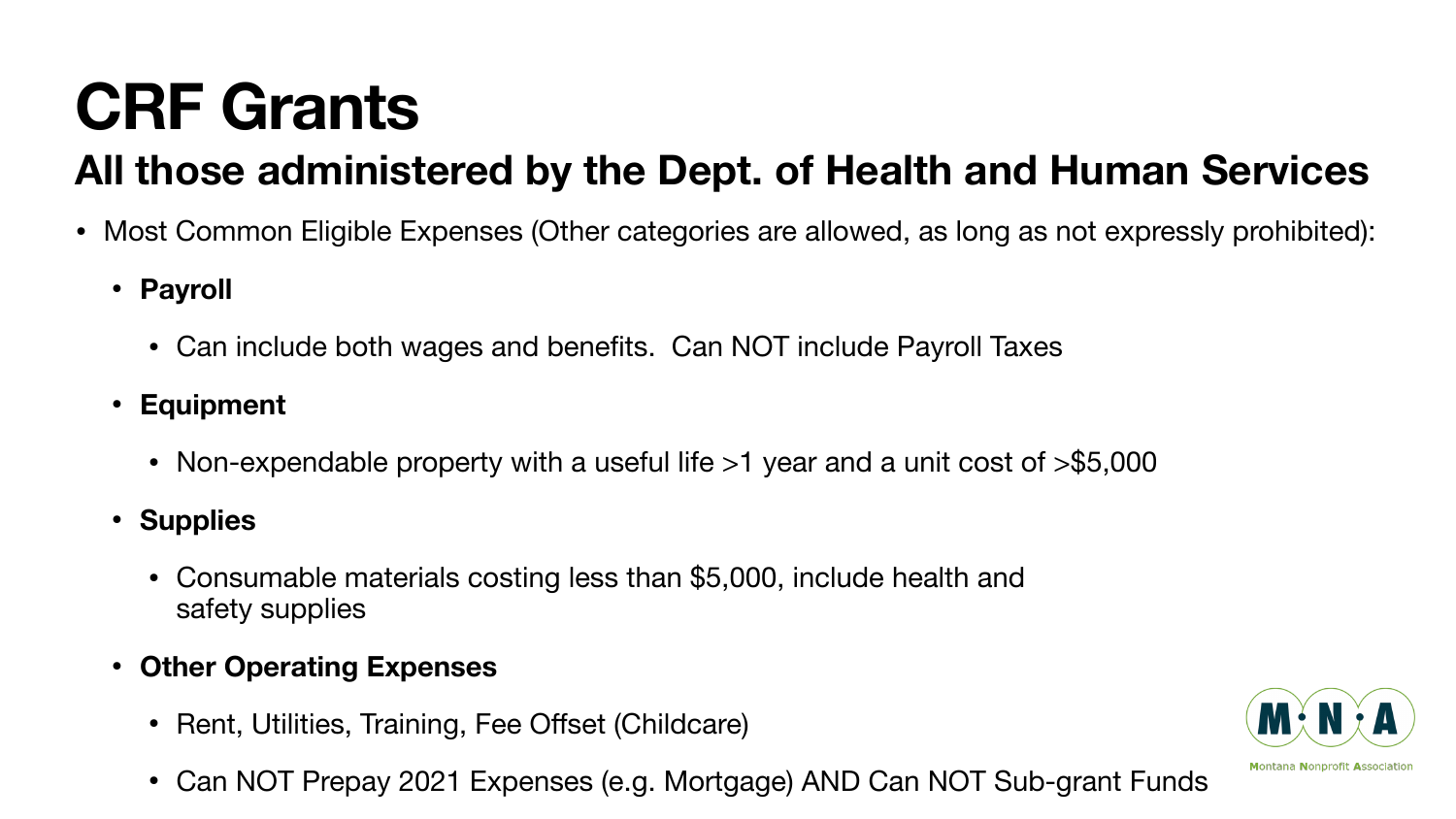# CRF Grants

## All those administered by the Dept. of Health and Human Services

- Most Common Eligible Expenses (Other categories are allowed, as long as not expressly prohibited):
  - **Payroll**
    - Can include both wages and benefits. Can NOT include Payroll Taxes
  - **Equipment**
    - Non-expendable property with a useful life >1 year and a unit cost of >$5,000
  - **Supplies**
    - Consumable materials costing less than $5,000, include health and safety supplies
  - **Other Operating Expenses**
    - Rent, Utilities, Training, Fee Offset (Childcare)
    - Can NOT Prepay 2021 Expenses (e.g. Mortgage) AND Can NOT Sub-grant Funds

M·N·A

Montana Nonprofit Association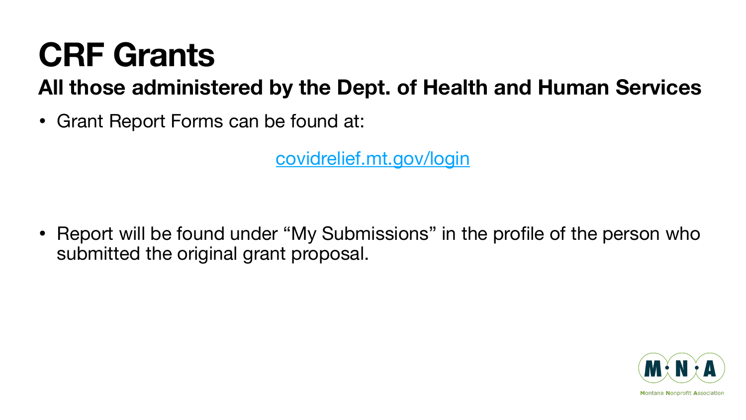# CRF Grants

## All those administered by the Dept. of Health and Human Services

- Grant Report Forms can be found at:

  covidrelief.mt.gov/login

- Report will be found under "My Submissions" in the profile of the person who submitted the original grant proposal.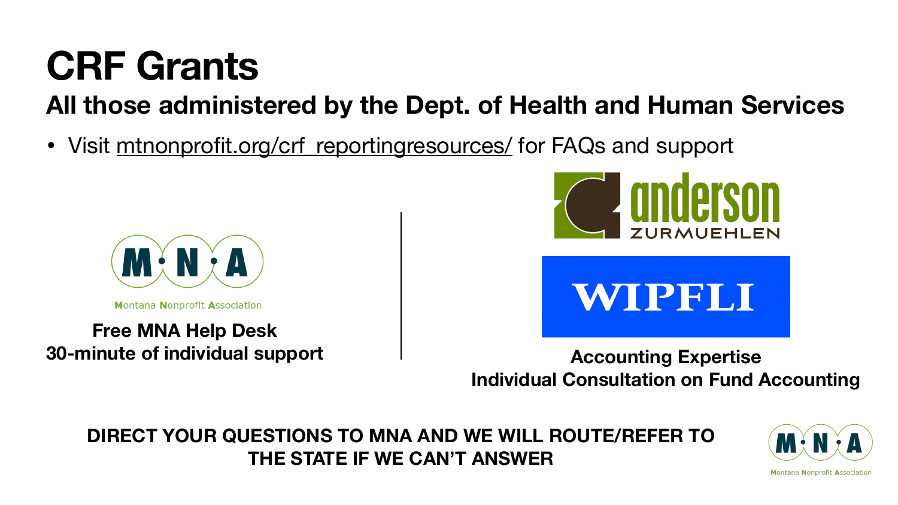# CRF Grants

## All those administered by the Dept. of Health and Human Services

- Visit mtnonprofit.org/crf_reportingresources/ for FAQs and support

M·N·A

Montana Nonprofit Association

**Free MNA Help Desk**
**30-minute of individual support**

anderson ZURMUEHLEN

WIPFLI

**Accounting Expertise**
**Individual Consultation on Fund Accounting**

**DIRECT YOUR QUESTIONS TO MNA AND WE WILL ROUTE/REFER TO THE STATE IF WE CAN'T ANSWER**

M·N·A

Montana Nonprofit Association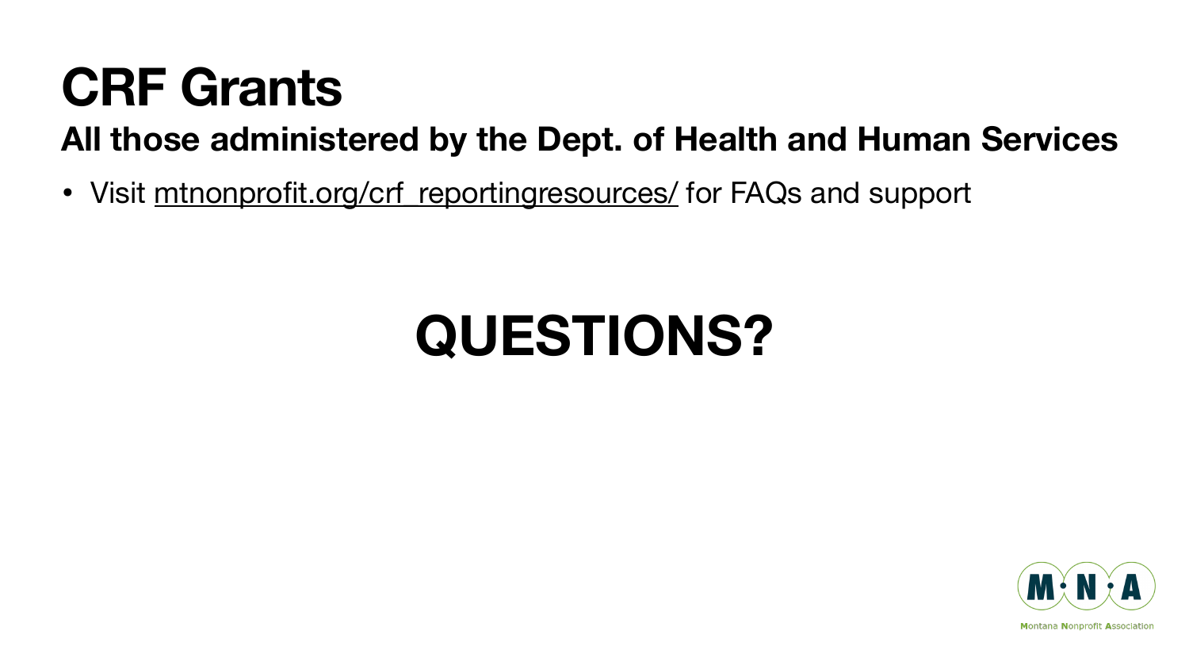# CRF Grants

## All those administered by the Dept. of Health and Human Services

- Visit mtnonprofit.org/crf_reportingresources/ for FAQs and support

# QUESTIONS?

M·N·A

Montana Nonprofit Association